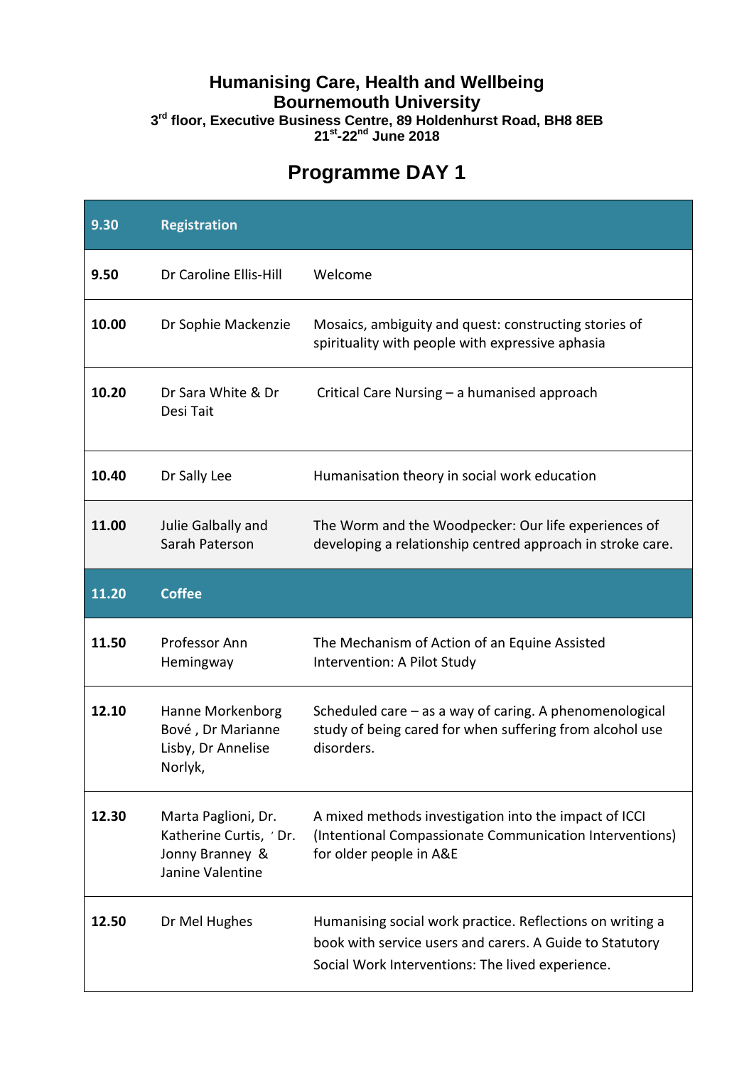# Humanising Care, Health and Wellbeing
# Bournemouth University

**3rd floor, Executive Business Centre, 89 Holdenhurst Road, BH8 8EB**
**21st-22nd June 2018**

## Programme DAY 1

| **9.30** | **Registration** | |
|---|---|---|
| **9.50** | Dr Caroline Ellis-Hill | Welcome |
| **10.00** | Dr Sophie Mackenzie | Mosaics, ambiguity and quest: constructing stories of spirituality with people with expressive aphasia |
| **10.20** | Dr Sara White & Dr Desi Tait | Critical Care Nursing – a humanised approach |
| **10.40** | Dr Sally Lee | Humanisation theory in social work education |
| **11.00** | Julie Galbally and Sarah Paterson | The Worm and the Woodpecker: Our life experiences of developing a relationship centred approach in stroke care. |
| **11.20** | **Coffee** | |
| **11.50** | Professor Ann Hemingway | The Mechanism of Action of an Equine Assisted Intervention: A Pilot Study |
| **12.10** | Hanne Morkenborg Bové , Dr Marianne Lisby, Dr Annelise Norlyk, | Scheduled care – as a way of caring. A phenomenological study of being cared for when suffering from alcohol use disorders. |
| **12.30** | Marta Paglioni, Dr. Katherine Curtis, ' Dr. Jonny Branney & Janine Valentine | A mixed methods investigation into the impact of ICCI (Intentional Compassionate Communication Interventions) for older people in A&E |
| **12.50** | Dr Mel Hughes | Humanising social work practice. Reflections on writing a book with service users and carers. A Guide to Statutory Social Work Interventions: The lived experience. |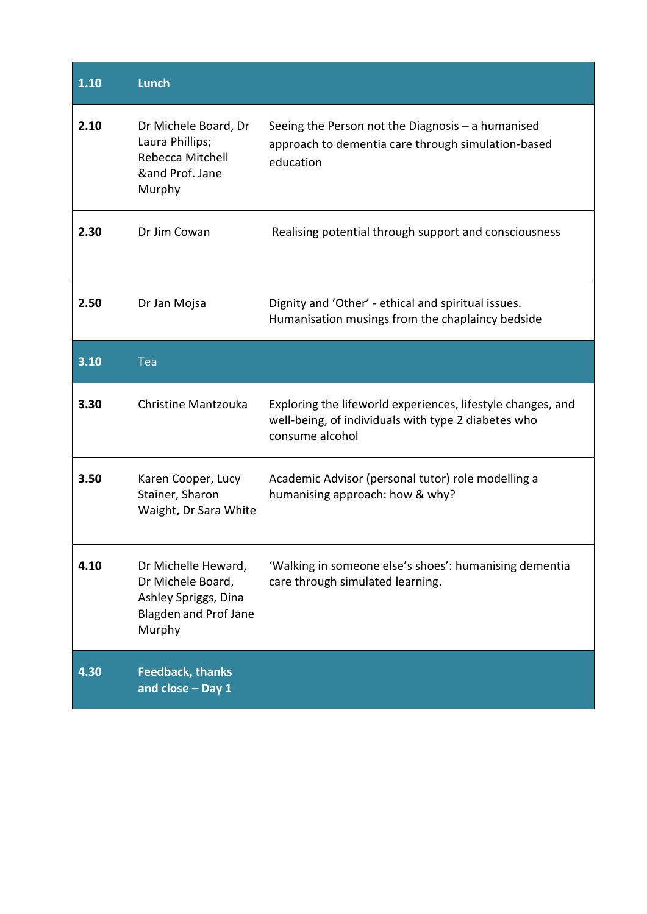| | | |
|---|---|---|
| **1.10** | **Lunch** | |
| **2.10** | Dr Michele Board, Dr Laura Phillips; Rebecca Mitchell &and Prof. Jane Murphy | Seeing the Person not the Diagnosis – a humanised approach to dementia care through simulation-based education |
| **2.30** | Dr Jim Cowan | Realising potential through support and consciousness |
| **2.50** | Dr Jan Mojsa | Dignity and 'Other' - ethical and spiritual issues. Humanisation musings from the chaplaincy bedside |
| **3.10** | Tea | |
| **3.30** | Christine Mantzouka | Exploring the lifeworld experiences, lifestyle changes, and well-being, of individuals with type 2 diabetes who consume alcohol |
| **3.50** | Karen Cooper, Lucy Stainer, Sharon Waight, Dr Sara White | Academic Advisor (personal tutor) role modelling a humanising approach: how & why? |
| **4.10** | Dr Michelle Heward, Dr Michele Board, Ashley Spriggs, Dina Blagden and Prof Jane Murphy | 'Walking in someone else's shoes': humanising dementia care through simulated learning. |
| **4.30** | **Feedback, thanks and close – Day 1** | |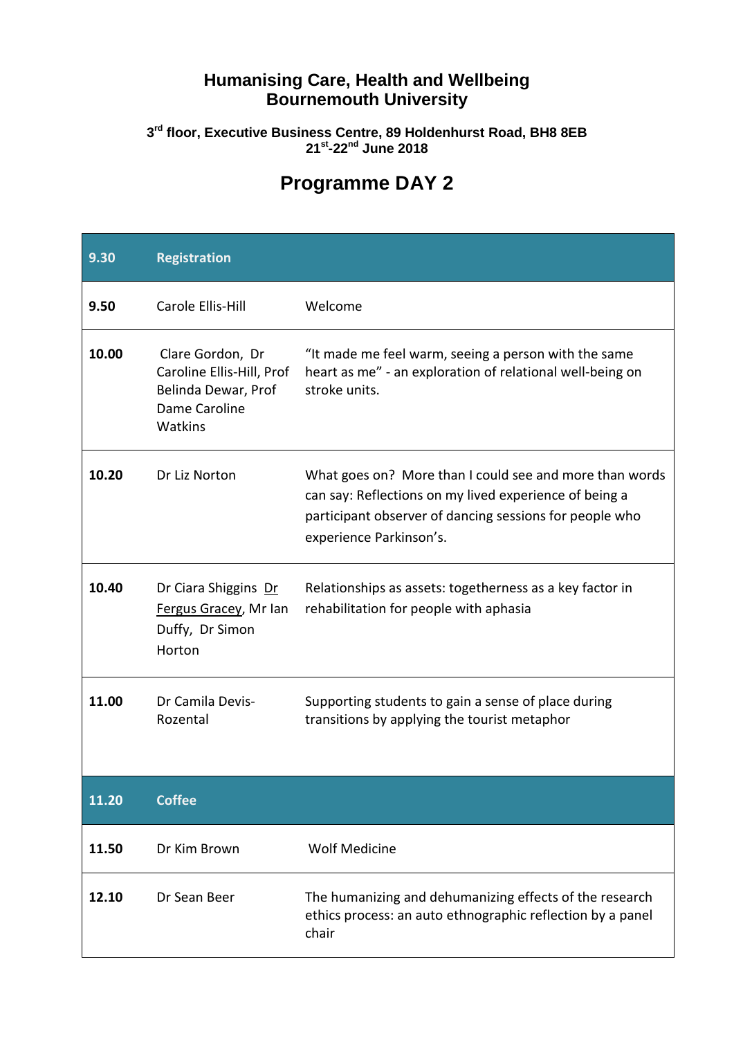# Humanising Care, Health and Wellbeing
# Bournemouth University

**3rd floor, Executive Business Centre, 89 Holdenhurst Road, BH8 8EB**
**21st-22nd June 2018**

## Programme DAY 2

| **9.30** | **Registration** | |
|---|---|---|
| **9.50** | Carole Ellis-Hill | Welcome |
| **10.00** | Clare Gordon, Dr Caroline Ellis-Hill, Prof Belinda Dewar, Prof Dame Caroline Watkins | "It made me feel warm, seeing a person with the same heart as me" - an exploration of relational well-being on stroke units. |
| **10.20** | Dr Liz Norton | What goes on? More than I could see and more than words can say: Reflections on my lived experience of being a participant observer of dancing sessions for people who experience Parkinson's. |
| **10.40** | Dr Ciara Shiggins Dr Fergus Gracey, Mr Ian Duffy, Dr Simon Horton | Relationships as assets: togetherness as a key factor in rehabilitation for people with aphasia |
| **11.00** | Dr Camila Devis-Rozental | Supporting students to gain a sense of place during transitions by applying the tourist metaphor |
| **11.20** | **Coffee** | |
| **11.50** | Dr Kim Brown | Wolf Medicine |
| **12.10** | Dr Sean Beer | The humanizing and dehumanizing effects of the research ethics process: an auto ethnographic reflection by a panel chair |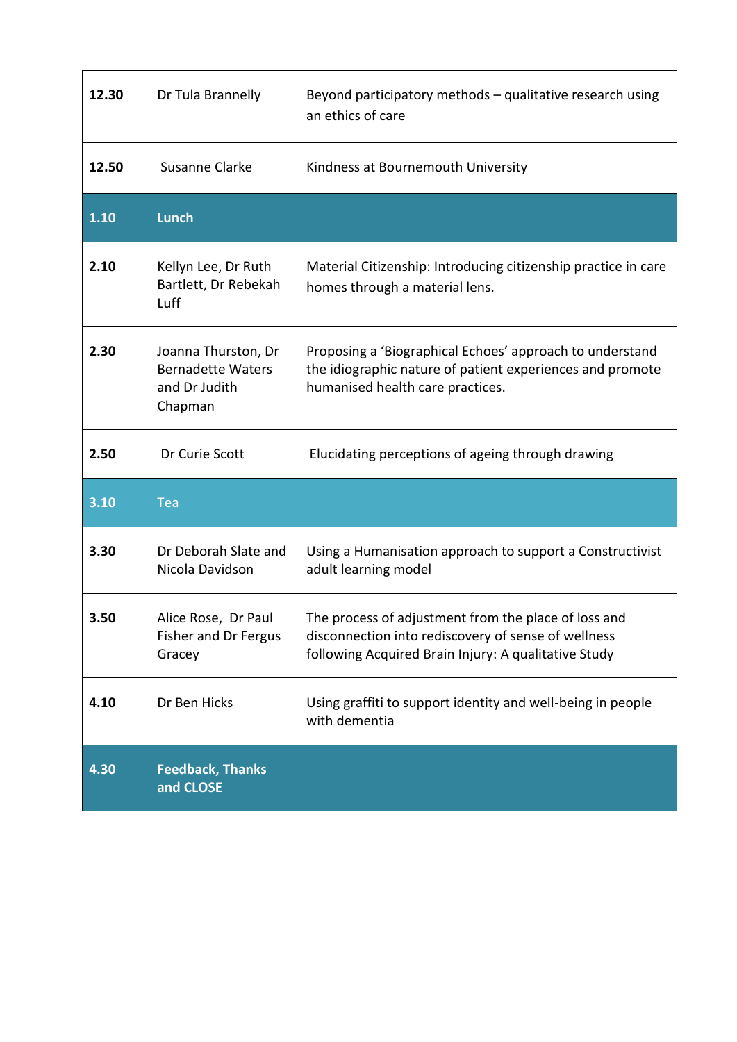| | | |
|---|---|---|
| **12.30** | Dr Tula Brannelly | Beyond participatory methods – qualitative research using an ethics of care |
| **12.50** | Susanne Clarke | Kindness at Bournemouth University |
| **1.10** | **Lunch** | |
| **2.10** | Kellyn Lee, Dr Ruth Bartlett, Dr Rebekah Luff | Material Citizenship: Introducing citizenship practice in care homes through a material lens. |
| **2.30** | Joanna Thurston, Dr Bernadette Waters and Dr Judith Chapman | Proposing a 'Biographical Echoes' approach to understand the idiographic nature of patient experiences and promote humanised health care practices. |
| **2.50** | Dr Curie Scott | Elucidating perceptions of ageing through drawing |
| **3.10** | Tea | |
| **3.30** | Dr Deborah Slate and Nicola Davidson | Using a Humanisation approach to support a Constructivist adult learning model |
| **3.50** | Alice Rose, Dr Paul Fisher and Dr Fergus Gracey | The process of adjustment from the place of loss and disconnection into rediscovery of sense of wellness following Acquired Brain Injury: A qualitative Study |
| **4.10** | Dr Ben Hicks | Using graffiti to support identity and well-being in people with dementia |
| **4.30** | **Feedback, Thanks and CLOSE** | |